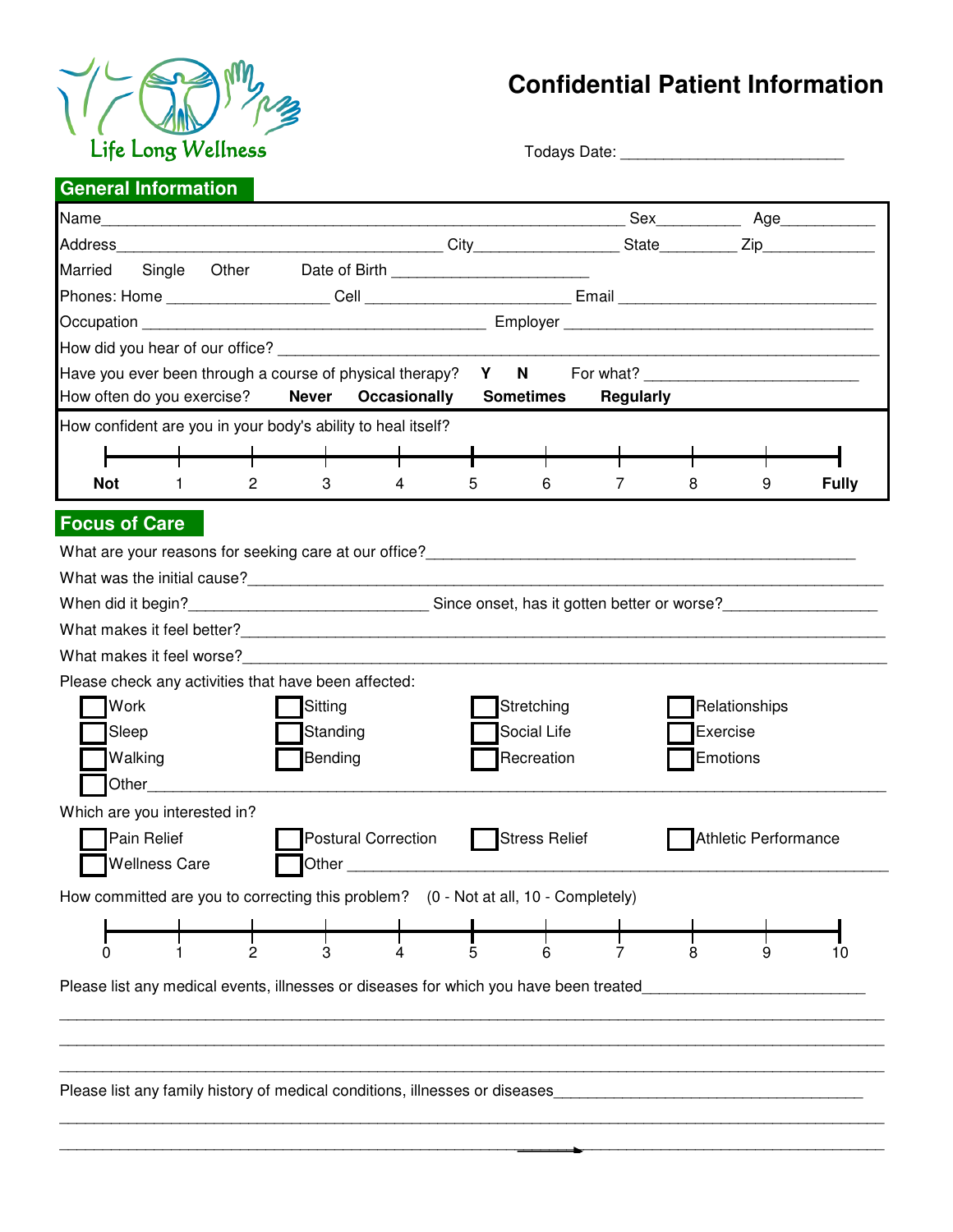Life Long Wellness

# Confidential Patient Information

Todays Date: ___________________________

## General Information

Name_________________________________________________________________ Sex__________ Age___________

Address__________________________________________ City_________________ State_________ Zip_____________

Married Single Other Date of Birth _______________________

Phones: Home ___________________ Cell _______________________ Email ______________________________

Occupation ___________________________________________ Employer ____________________________________

How did you hear of our office? _____________________________________________________________________

Have you ever been through a course of physical therapy? **Y** **N** For what? _________________________

How often do you exercise? **Never** **Occasionally** **Sometimes** **Regularly**

How confident are you in your body's ability to heal itself?

**Not** 1 2 3 4 5 6 7 8 9 **Fully**

## Focus of Care

What are your reasons for seeking care at our office?______________________________________________________

What was the initial cause?_______________________________________________________________________

When did it begin?____________________________ Since onset, has it gotten better or worse?__________________

What makes it feel better?_________________________________________________________________________

What makes it feel worse?_________________________________________________________________________

Please check any activities that have been affected:

- [ ] Work
- [ ] Sitting
- [ ] Stretching
- [ ] Relationships
- [ ] Sleep
- [ ] Standing
- [ ] Social Life
- [ ] Exercise
- [ ] Walking
- [ ] Bending
- [ ] Recreation
- [ ] Emotions
- [ ] Other___________________________________________________________________________________

Which are you interested in?

- [ ] Pain Relief
- [ ] Postural Correction
- [ ] Stress Relief
- [ ] Athletic Performance
- [ ] Wellness Care
- [ ] Other ____________________________________________________________________________

How committed are you to correcting this problem? (0 - Not at all, 10 - Completely)

0 1 2 3 4 5 6 7 8 9 10

Please list any medical events, illnesses or diseases for which you have been treated__________________________

________________________________________________________________________________________________

________________________________________________________________________________________________

________________________________________________________________________________________________

Please list any family history of medical conditions, illnesses or diseases_____________________________________

________________________________________________________________________________________________

________________________________________________________________________________________________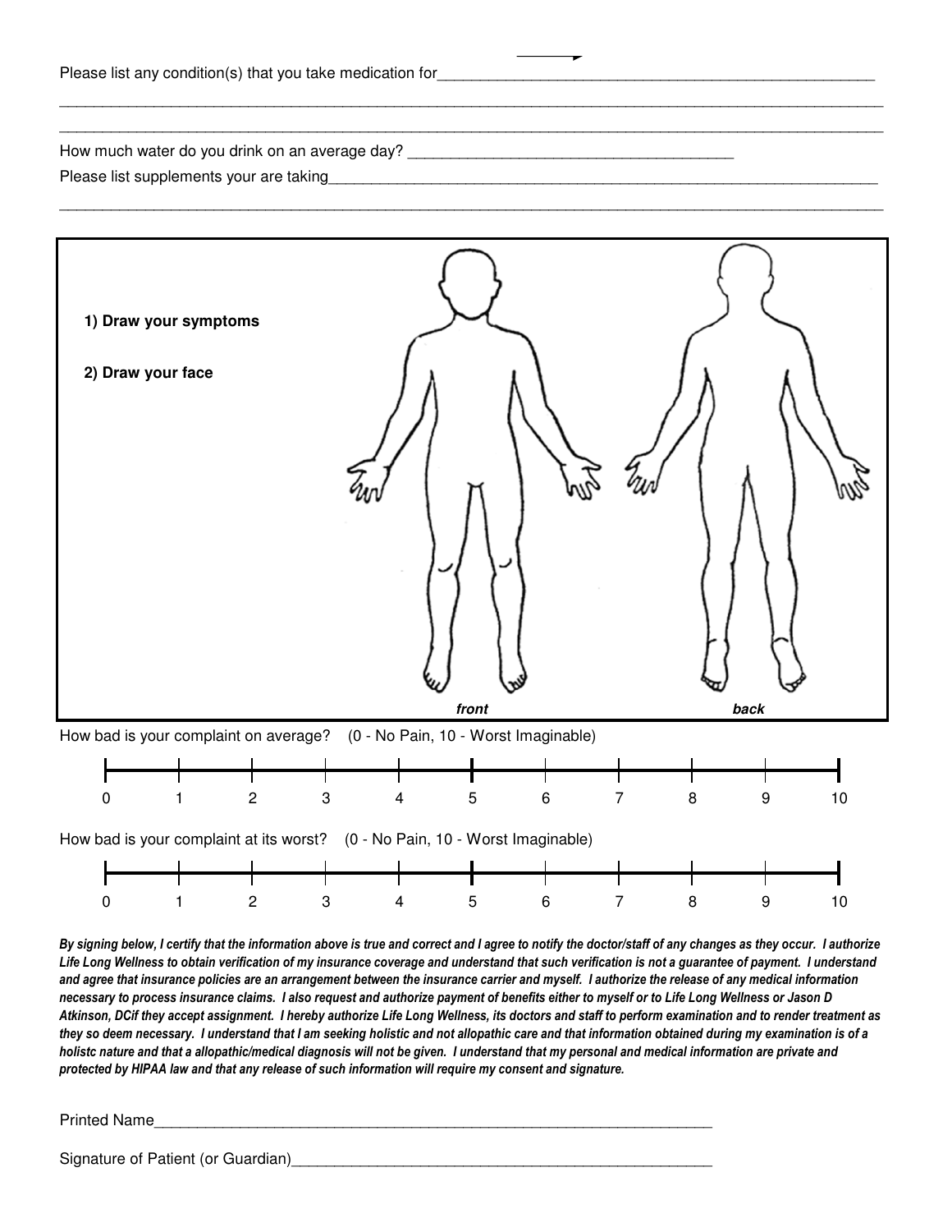Please list any condition(s) that you take medication for_____________________________________________________

______________________________________________________________________________________________

______________________________________________________________________________________________

How much water do you drink on an average day? ______________________________________

Please list supplements your are taking_________________________________________________________________

______________________________________________________________________________________________

**1) Draw your symptoms**

**2) Draw your face**

*front*

*back*

How bad is your complaint on average? (0 - No Pain, 10 - Worst Imaginable)

0 1 2 3 4 5 6 7 8 9 10

How bad is your complaint at its worst? (0 - No Pain, 10 - Worst Imaginable)

0 1 2 3 4 5 6 7 8 9 10

***By signing below, I certify that the information above is true and correct and I agree to notify the doctor/staff of any changes as they occur. I authorize Life Long Wellness to obtain verification of my insurance coverage and understand that such verification is not a guarantee of payment. I understand and agree that insurance policies are an arrangement between the insurance carrier and myself. I authorize the release of any medical information necessary to process insurance claims. I also request and authorize payment of benefits either to myself or to Life Long Wellness or Jason D Atkinson, DCif they accept assignment. I hereby authorize Life Long Wellness, its doctors and staff to perform examination and to render treatment as they so deem necessary. I understand that I am seeking holistic and not allopathic care and that information obtained during my examination is of a holistc nature and that a allopathic/medical diagnosis will not be given. I understand that my personal and medical information are private and protected by HIPAA law and that any release of such information will require my consent and signature.***

Printed Name____________________________________________________________________

Signature of Patient (or Guardian)_______________________________________________________